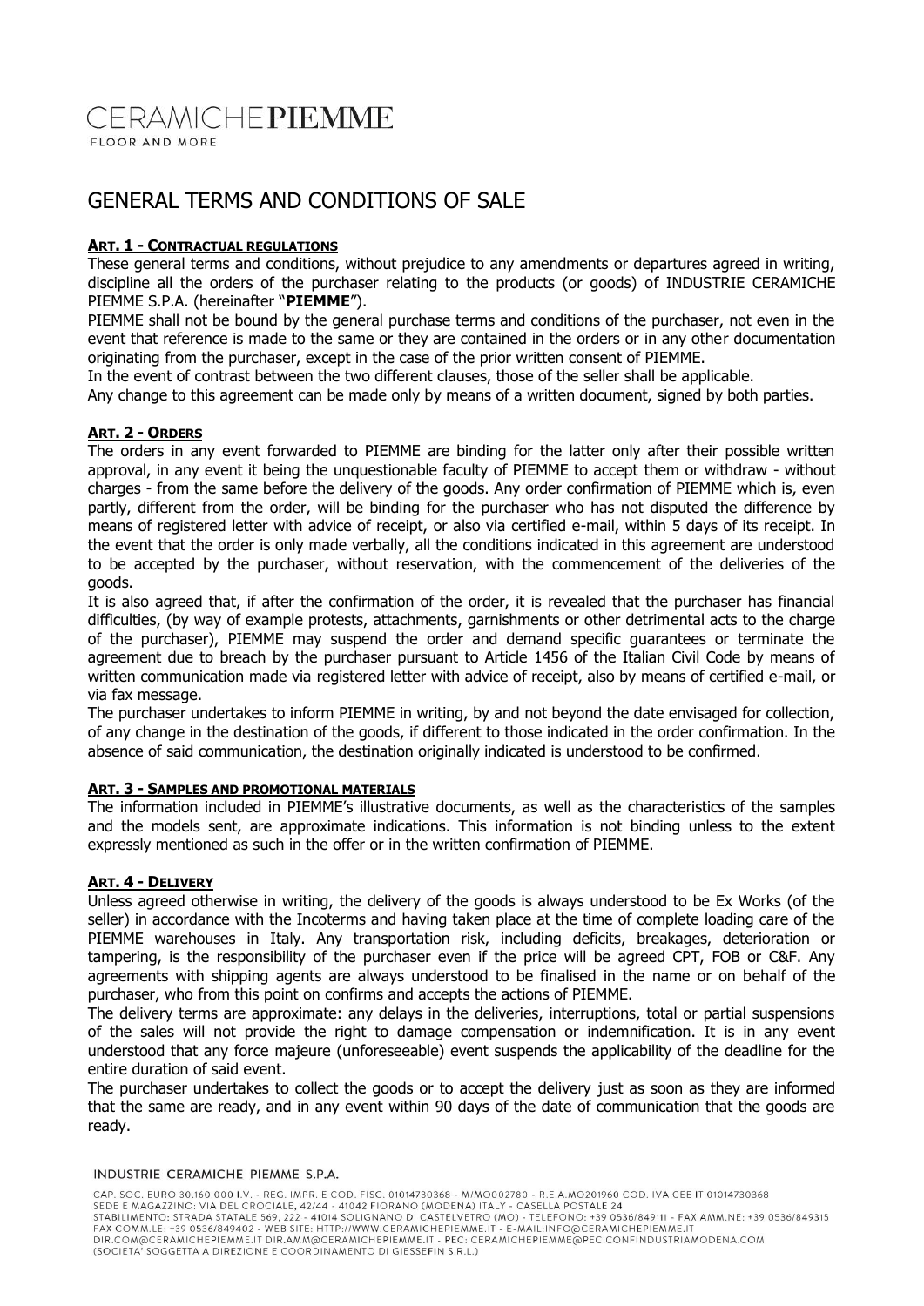CERAMICHE**PIEMME**
FLOOR AND MORE

# GENERAL TERMS AND CONDITIONS OF SALE

## ART. 1 - CONTRACTUAL REGULATIONS

These general terms and conditions, without prejudice to any amendments or departures agreed in writing, discipline all the orders of the purchaser relating to the products (or goods) of INDUSTRIE CERAMICHE PIEMME S.P.A. (hereinafter "**PIEMME**").

PIEMME shall not be bound by the general purchase terms and conditions of the purchaser, not even in the event that reference is made to the same or they are contained in the orders or in any other documentation originating from the purchaser, except in the case of the prior written consent of PIEMME.

In the event of contrast between the two different clauses, those of the seller shall be applicable.

Any change to this agreement can be made only by means of a written document, signed by both parties.

## ART. 2 - ORDERS

The orders in any event forwarded to PIEMME are binding for the latter only after their possible written approval, in any event it being the unquestionable faculty of PIEMME to accept them or withdraw - without charges - from the same before the delivery of the goods. Any order confirmation of PIEMME which is, even partly, different from the order, will be binding for the purchaser who has not disputed the difference by means of registered letter with advice of receipt, or also via certified e-mail, within 5 days of its receipt. In the event that the order is only made verbally, all the conditions indicated in this agreement are understood to be accepted by the purchaser, without reservation, with the commencement of the deliveries of the goods.

It is also agreed that, if after the confirmation of the order, it is revealed that the purchaser has financial difficulties, (by way of example protests, attachments, garnishments or other detrimental acts to the charge of the purchaser), PIEMME may suspend the order and demand specific guarantees or terminate the agreement due to breach by the purchaser pursuant to Article 1456 of the Italian Civil Code by means of written communication made via registered letter with advice of receipt, also by means of certified e-mail, or via fax message.

The purchaser undertakes to inform PIEMME in writing, by and not beyond the date envisaged for collection, of any change in the destination of the goods, if different to those indicated in the order confirmation. In the absence of said communication, the destination originally indicated is understood to be confirmed.

## ART. 3 - SAMPLES AND PROMOTIONAL MATERIALS

The information included in PIEMME's illustrative documents, as well as the characteristics of the samples and the models sent, are approximate indications. This information is not binding unless to the extent expressly mentioned as such in the offer or in the written confirmation of PIEMME.

## ART. 4 - DELIVERY

Unless agreed otherwise in writing, the delivery of the goods is always understood to be Ex Works (of the seller) in accordance with the Incoterms and having taken place at the time of complete loading care of the PIEMME warehouses in Italy. Any transportation risk, including deficits, breakages, deterioration or tampering, is the responsibility of the purchaser even if the price will be agreed CPT, FOB or C&F. Any agreements with shipping agents are always understood to be finalised in the name or on behalf of the purchaser, who from this point on confirms and accepts the actions of PIEMME.

The delivery terms are approximate: any delays in the deliveries, interruptions, total or partial suspensions of the sales will not provide the right to damage compensation or indemnification. It is in any event understood that any force majeure (unforeseeable) event suspends the applicability of the deadline for the entire duration of said event.

The purchaser undertakes to collect the goods or to accept the delivery just as soon as they are informed that the same are ready, and in any event within 90 days of the date of communication that the goods are ready.

INDUSTRIE CERAMICHE PIEMME S.P.A.

CAP. SOC. EURO 30.160.000 I.V. - REG. IMPR. E COD. FISC. 01014730368 - M/MO002780 - R.E.A.MO201960 COD. IVA CEE IT 01014730368
SEDE E MAGAZZINO: VIA DEL CROCIALE, 42/44 - 41042 FIORANO (MODENA) ITALY - CASELLA POSTALE 24
STABILIMENTO: STRADA STATALE 569, 222 - 41014 SOLIGNANO DI CASTELVETRO (MO) - TELEFONO: +39 0536/849111 - FAX AMM.NE: +39 0536/849315
FAX COMM.LE: +39 0536/849402 - WEB SITE: HTTP://WWW.CERAMICHEPIEMME.IT - E-MAIL:INFO@CERAMICHEPIEMME.IT
DIR.COM@CERAMICHEPIEMME.IT DIR.AMM@CERAMICHEPIEMME.IT - PEC: CERAMICHEPIEMME@PEC.CONFINDUSTRIAMODENA.COM
(SOCIETA' SOGGETTA A DIREZIONE E COORDINAMENTO DI GIESSEFIN S.R.L.)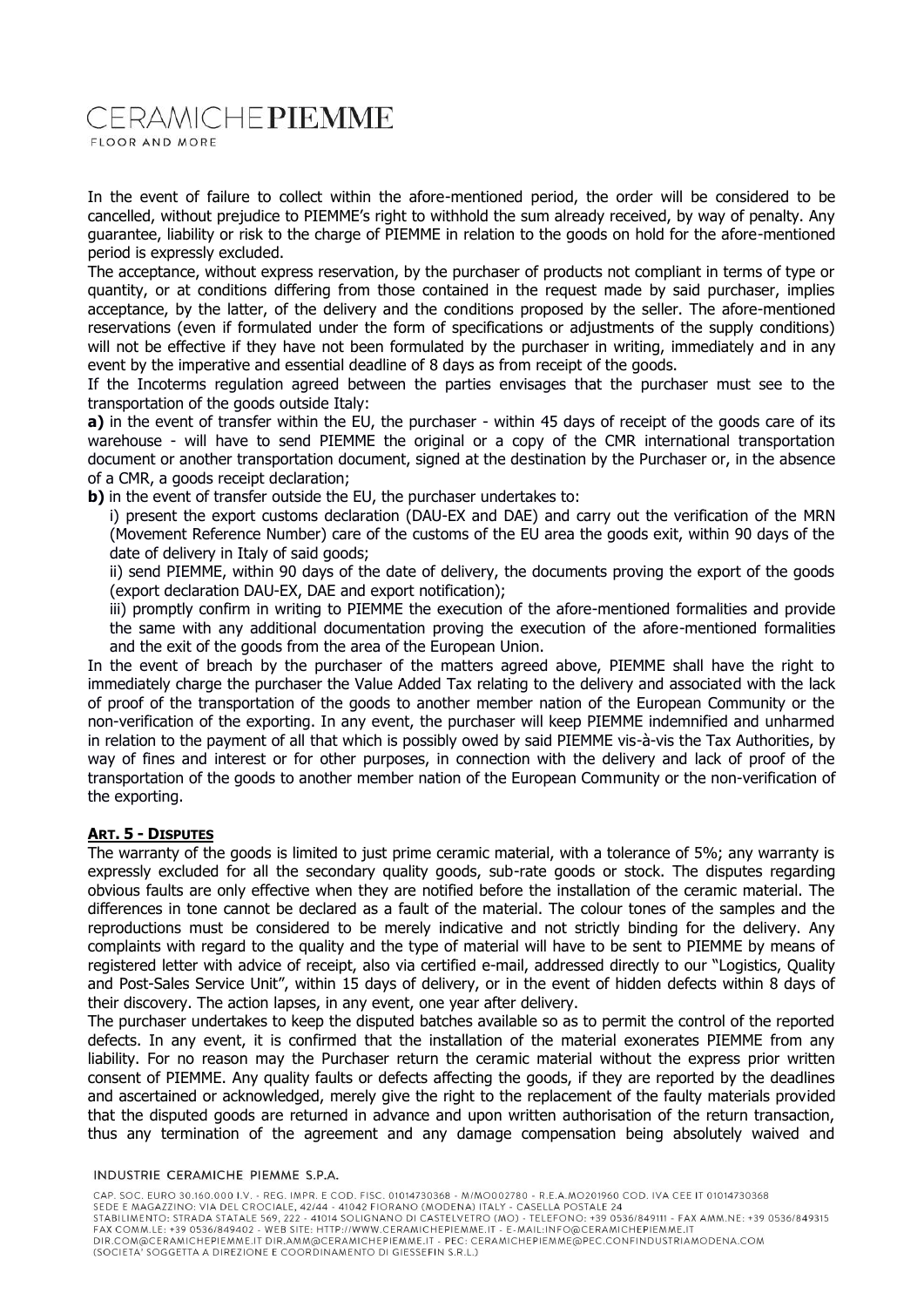In the event of failure to collect within the afore-mentioned period, the order will be considered to be cancelled, without prejudice to PIEMME's right to withhold the sum already received, by way of penalty. Any guarantee, liability or risk to the charge of PIEMME in relation to the goods on hold for the afore-mentioned period is expressly excluded.

The acceptance, without express reservation, by the purchaser of products not compliant in terms of type or quantity, or at conditions differing from those contained in the request made by said purchaser, implies acceptance, by the latter, of the delivery and the conditions proposed by the seller. The afore-mentioned reservations (even if formulated under the form of specifications or adjustments of the supply conditions) will not be effective if they have not been formulated by the purchaser in writing, immediately and in any event by the imperative and essential deadline of 8 days as from receipt of the goods.

If the Incoterms regulation agreed between the parties envisages that the purchaser must see to the transportation of the goods outside Italy:

**a)** in the event of transfer within the EU, the purchaser - within 45 days of receipt of the goods care of its warehouse - will have to send PIEMME the original or a copy of the CMR international transportation document or another transportation document, signed at the destination by the Purchaser or, in the absence of a CMR, a goods receipt declaration;

**b)** in the event of transfer outside the EU, the purchaser undertakes to:

i) present the export customs declaration (DAU-EX and DAE) and carry out the verification of the MRN (Movement Reference Number) care of the customs of the EU area the goods exit, within 90 days of the date of delivery in Italy of said goods;

ii) send PIEMME, within 90 days of the date of delivery, the documents proving the export of the goods (export declaration DAU-EX, DAE and export notification);

iii) promptly confirm in writing to PIEMME the execution of the afore-mentioned formalities and provide the same with any additional documentation proving the execution of the afore-mentioned formalities and the exit of the goods from the area of the European Union.

In the event of breach by the purchaser of the matters agreed above, PIEMME shall have the right to immediately charge the purchaser the Value Added Tax relating to the delivery and associated with the lack of proof of the transportation of the goods to another member nation of the European Community or the non-verification of the exporting. In any event, the purchaser will keep PIEMME indemnified and unharmed in relation to the payment of all that which is possibly owed by said PIEMME vis-à-vis the Tax Authorities, by way of fines and interest or for other purposes, in connection with the delivery and lack of proof of the transportation of the goods to another member nation of the European Community or the non-verification of the exporting.

## ART. 5 - DISPUTES

The warranty of the goods is limited to just prime ceramic material, with a tolerance of 5%; any warranty is expressly excluded for all the secondary quality goods, sub-rate goods or stock. The disputes regarding obvious faults are only effective when they are notified before the installation of the ceramic material. The differences in tone cannot be declared as a fault of the material. The colour tones of the samples and the reproductions must be considered to be merely indicative and not strictly binding for the delivery. Any complaints with regard to the quality and the type of material will have to be sent to PIEMME by means of registered letter with advice of receipt, also via certified e-mail, addressed directly to our "Logistics, Quality and Post-Sales Service Unit", within 15 days of delivery, or in the event of hidden defects within 8 days of their discovery. The action lapses, in any event, one year after delivery.

The purchaser undertakes to keep the disputed batches available so as to permit the control of the reported defects. In any event, it is confirmed that the installation of the material exonerates PIEMME from any liability. For no reason may the Purchaser return the ceramic material without the express prior written consent of PIEMME. Any quality faults or defects affecting the goods, if they are reported by the deadlines and ascertained or acknowledged, merely give the right to the replacement of the faulty materials provided that the disputed goods are returned in advance and upon written authorisation of the return transaction, thus any termination of the agreement and any damage compensation being absolutely waived and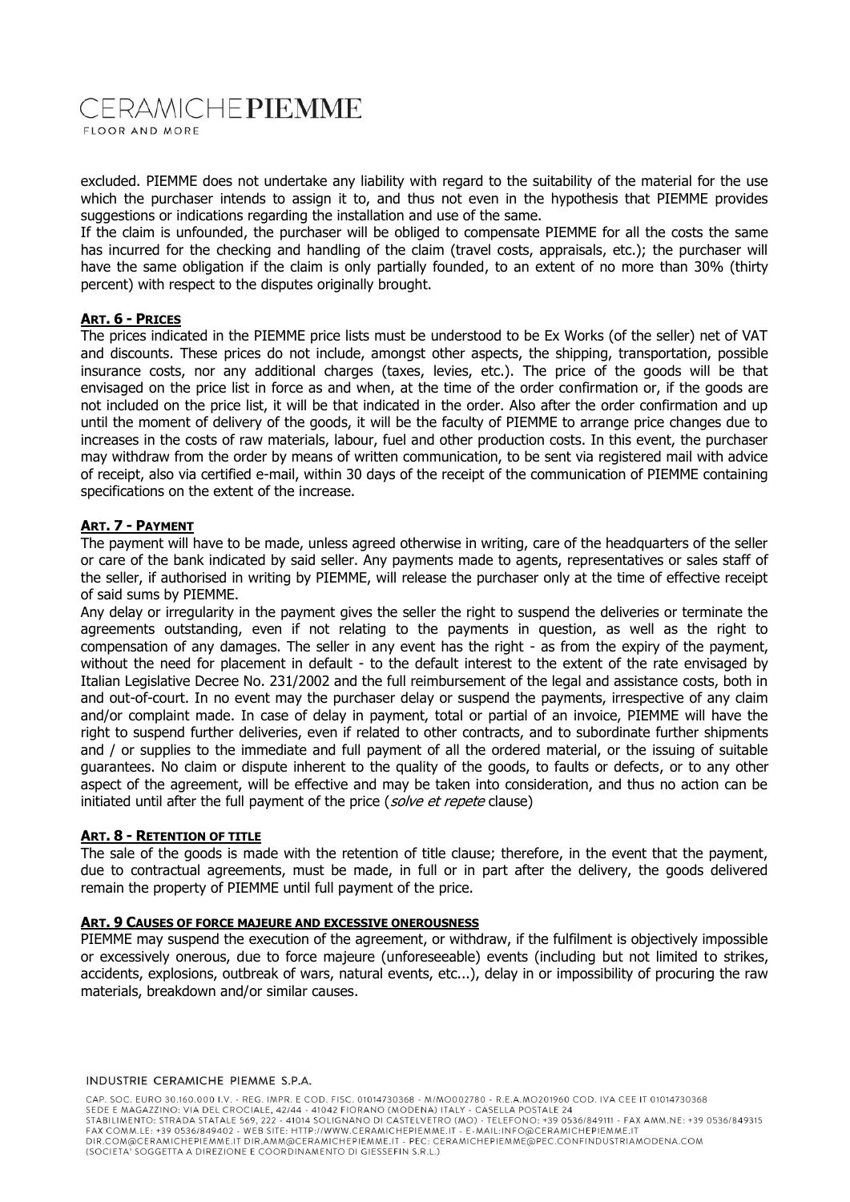excluded. PIEMME does not undertake any liability with regard to the suitability of the material for the use which the purchaser intends to assign it to, and thus not even in the hypothesis that PIEMME provides suggestions or indications regarding the installation and use of the same.

If the claim is unfounded, the purchaser will be obliged to compensate PIEMME for all the costs the same has incurred for the checking and handling of the claim (travel costs, appraisals, etc.); the purchaser will have the same obligation if the claim is only partially founded, to an extent of no more than 30% (thirty percent) with respect to the disputes originally brought.

## ART. 6 - PRICES

The prices indicated in the PIEMME price lists must be understood to be Ex Works (of the seller) net of VAT and discounts. These prices do not include, amongst other aspects, the shipping, transportation, possible insurance costs, nor any additional charges (taxes, levies, etc.). The price of the goods will be that envisaged on the price list in force as and when, at the time of the order confirmation or, if the goods are not included on the price list, it will be that indicated in the order. Also after the order confirmation and up until the moment of delivery of the goods, it will be the faculty of PIEMME to arrange price changes due to increases in the costs of raw materials, labour, fuel and other production costs. In this event, the purchaser may withdraw from the order by means of written communication, to be sent via registered mail with advice of receipt, also via certified e-mail, within 30 days of the receipt of the communication of PIEMME containing specifications on the extent of the increase.

## ART. 7 - PAYMENT

The payment will have to be made, unless agreed otherwise in writing, care of the headquarters of the seller or care of the bank indicated by said seller. Any payments made to agents, representatives or sales staff of the seller, if authorised in writing by PIEMME, will release the purchaser only at the time of effective receipt of said sums by PIEMME.

Any delay or irregularity in the payment gives the seller the right to suspend the deliveries or terminate the agreements outstanding, even if not relating to the payments in question, as well as the right to compensation of any damages. The seller in any event has the right - as from the expiry of the payment, without the need for placement in default - to the default interest to the extent of the rate envisaged by Italian Legislative Decree No. 231/2002 and the full reimbursement of the legal and assistance costs, both in and out-of-court. In no event may the purchaser delay or suspend the payments, irrespective of any claim and/or complaint made. In case of delay in payment, total or partial of an invoice, PIEMME will have the right to suspend further deliveries, even if related to other contracts, and to subordinate further shipments and / or supplies to the immediate and full payment of all the ordered material, or the issuing of suitable guarantees. No claim or dispute inherent to the quality of the goods, to faults or defects, or to any other aspect of the agreement, will be effective and may be taken into consideration, and thus no action can be initiated until after the full payment of the price (*solve et repete* clause)

## ART. 8 - RETENTION OF TITLE

The sale of the goods is made with the retention of title clause; therefore, in the event that the payment, due to contractual agreements, must be made, in full or in part after the delivery, the goods delivered remain the property of PIEMME until full payment of the price.

## ART. 9 CAUSES OF FORCE MAJEURE AND EXCESSIVE ONEROUSNESS

PIEMME may suspend the execution of the agreement, or withdraw, if the fulfilment is objectively impossible or excessively onerous, due to force majeure (unforeseeable) events (including but not limited to strikes, accidents, explosions, outbreak of wars, natural events, etc...), delay in or impossibility of procuring the raw materials, breakdown and/or similar causes.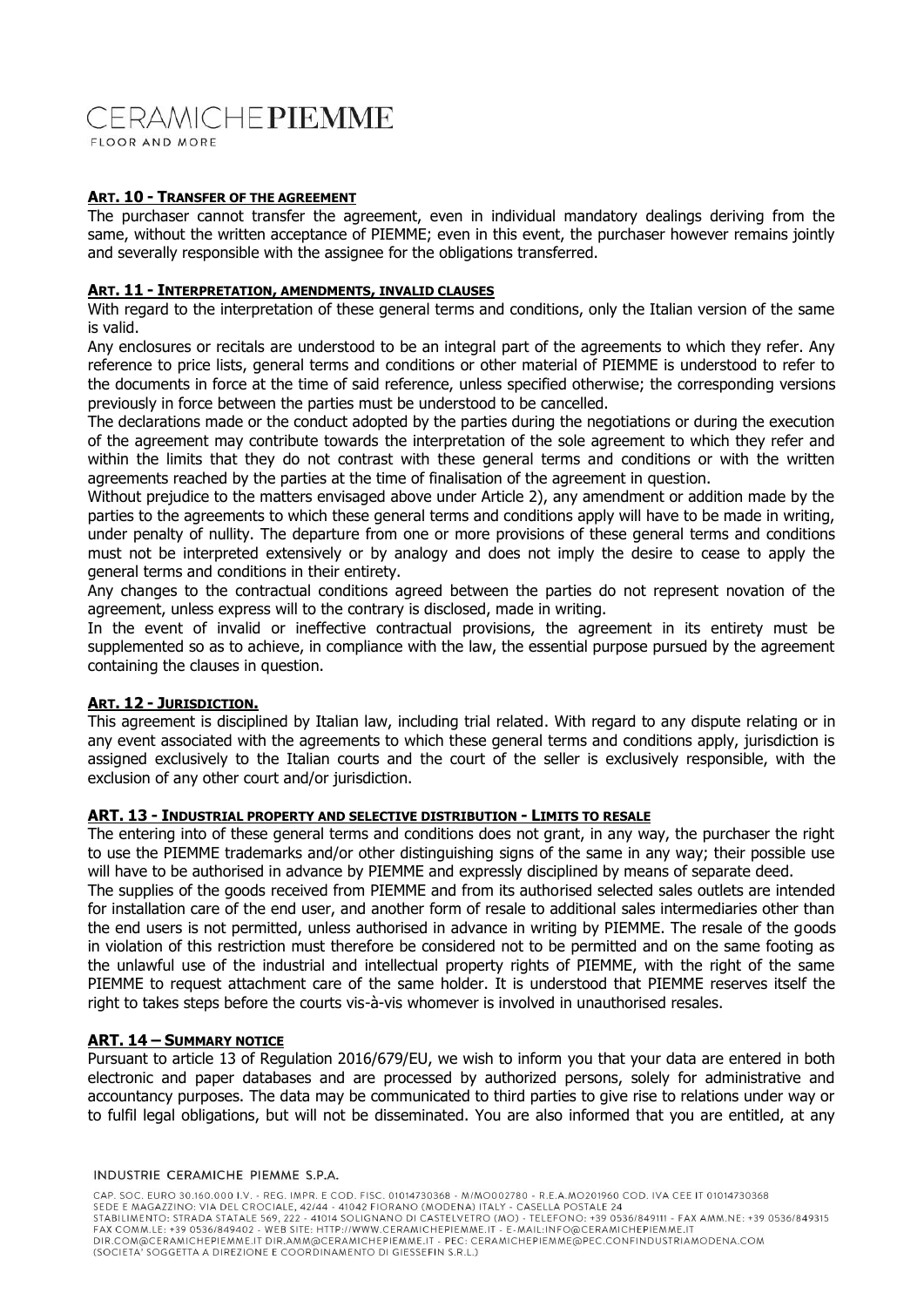## ART. 10 - TRANSFER OF THE AGREEMENT

The purchaser cannot transfer the agreement, even in individual mandatory dealings deriving from the same, without the written acceptance of PIEMME; even in this event, the purchaser however remains jointly and severally responsible with the assignee for the obligations transferred.

## ART. 11 - INTERPRETATION, AMENDMENTS, INVALID CLAUSES

With regard to the interpretation of these general terms and conditions, only the Italian version of the same is valid.

Any enclosures or recitals are understood to be an integral part of the agreements to which they refer. Any reference to price lists, general terms and conditions or other material of PIEMME is understood to refer to the documents in force at the time of said reference, unless specified otherwise; the corresponding versions previously in force between the parties must be understood to be cancelled.

The declarations made or the conduct adopted by the parties during the negotiations or during the execution of the agreement may contribute towards the interpretation of the sole agreement to which they refer and within the limits that they do not contrast with these general terms and conditions or with the written agreements reached by the parties at the time of finalisation of the agreement in question.

Without prejudice to the matters envisaged above under Article 2), any amendment or addition made by the parties to the agreements to which these general terms and conditions apply will have to be made in writing, under penalty of nullity. The departure from one or more provisions of these general terms and conditions must not be interpreted extensively or by analogy and does not imply the desire to cease to apply the general terms and conditions in their entirety.

Any changes to the contractual conditions agreed between the parties do not represent novation of the agreement, unless express will to the contrary is disclosed, made in writing.

In the event of invalid or ineffective contractual provisions, the agreement in its entirety must be supplemented so as to achieve, in compliance with the law, the essential purpose pursued by the agreement containing the clauses in question.

## ART. 12 - JURISDICTION.

This agreement is disciplined by Italian law, including trial related. With regard to any dispute relating or in any event associated with the agreements to which these general terms and conditions apply, jurisdiction is assigned exclusively to the Italian courts and the court of the seller is exclusively responsible, with the exclusion of any other court and/or jurisdiction.

## ART. 13 - INDUSTRIAL PROPERTY AND SELECTIVE DISTRIBUTION - LIMITS TO RESALE

The entering into of these general terms and conditions does not grant, in any way, the purchaser the right to use the PIEMME trademarks and/or other distinguishing signs of the same in any way; their possible use will have to be authorised in advance by PIEMME and expressly disciplined by means of separate deed.

The supplies of the goods received from PIEMME and from its authorised selected sales outlets are intended for installation care of the end user, and another form of resale to additional sales intermediaries other than the end users is not permitted, unless authorised in advance in writing by PIEMME. The resale of the goods in violation of this restriction must therefore be considered not to be permitted and on the same footing as the unlawful use of the industrial and intellectual property rights of PIEMME, with the right of the same PIEMME to request attachment care of the same holder. It is understood that PIEMME reserves itself the right to takes steps before the courts vis-à-vis whomever is involved in unauthorised resales.

## ART. 14 – SUMMARY NOTICE

Pursuant to article 13 of Regulation 2016/679/EU, we wish to inform you that your data are entered in both electronic and paper databases and are processed by authorized persons, solely for administrative and accountancy purposes. The data may be communicated to third parties to give rise to relations under way or to fulfil legal obligations, but will not be disseminated. You are also informed that you are entitled, at any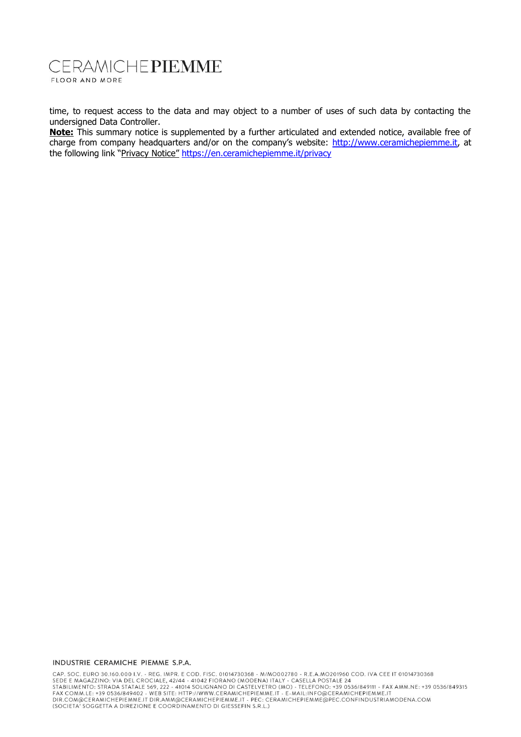time, to request access to the data and may object to a number of uses of such data by contacting the undersigned Data Controller.

**Note:** This summary notice is supplemented by a further articulated and extended notice, available free of charge from company headquarters and/or on the company's website: http://www.ceramichepiemme.it, at the following link "Privacy Notice" https://en.ceramichepiemme.it/privacy